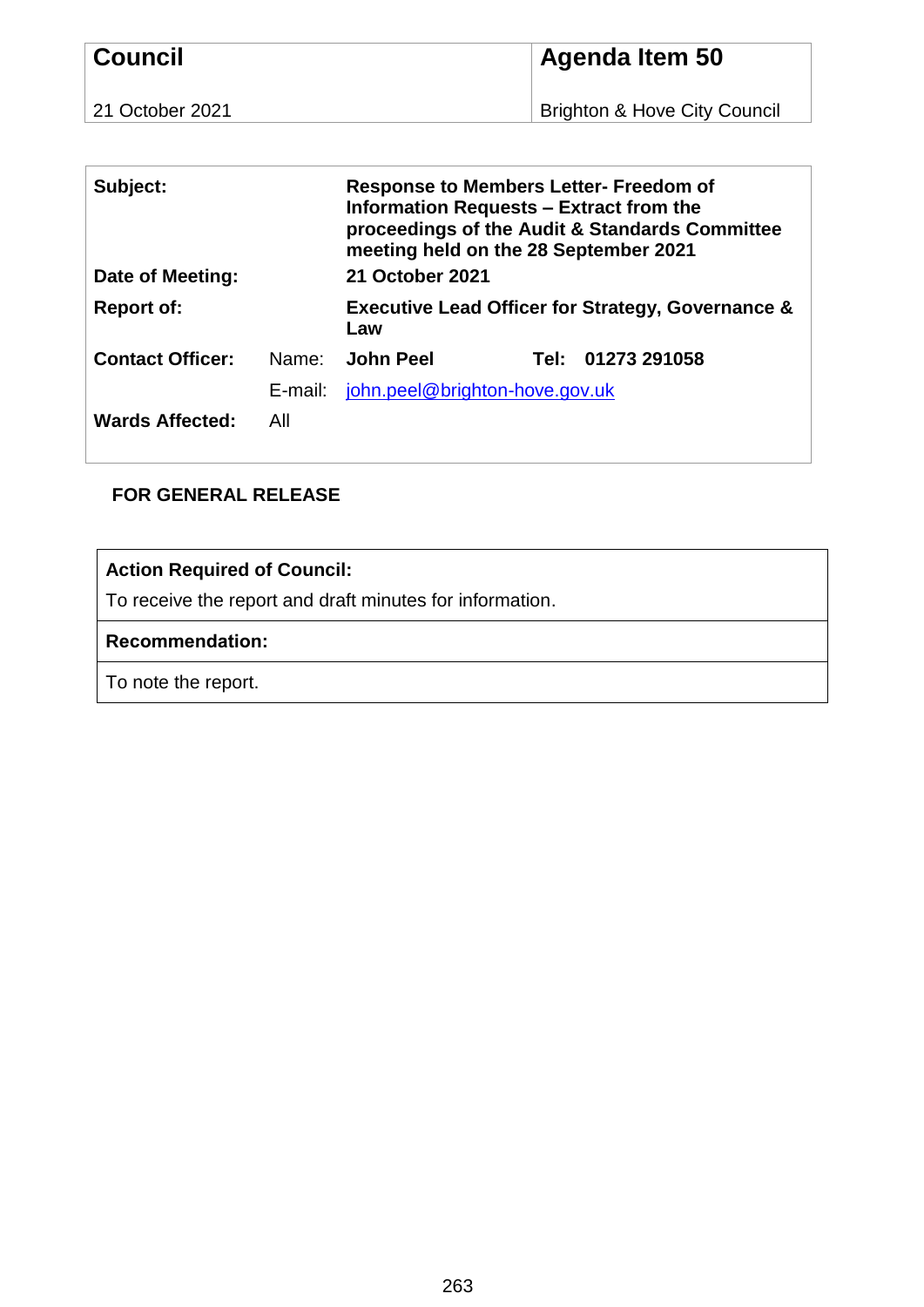| **Council** | **Agenda Item 50** |
| --- | --- |
| 21 October 2021 | Brighton & Hove City Council |

| | | |
| --- | --- | --- |
| **Subject:** | | **Response to Members Letter- Freedom of Information Requests – Extract from the proceedings of the Audit & Standards Committee meeting held on the 28 September 2021** |
| **Date of Meeting:** | | **21 October 2021** |
| **Report of:** | | **Executive Lead Officer for Strategy, Governance & Law** |
| **Contact Officer:** | Name: | **John Peel** **Tel: 01273 291058** |
| | E-mail: | john.peel@brighton-hove.gov.uk |
| **Wards Affected:** | All | |

**FOR GENERAL RELEASE**

| **Action Required of Council:** |
| --- |
| To receive the report and draft minutes for information. |
| **Recommendation:** |
| To note the report. |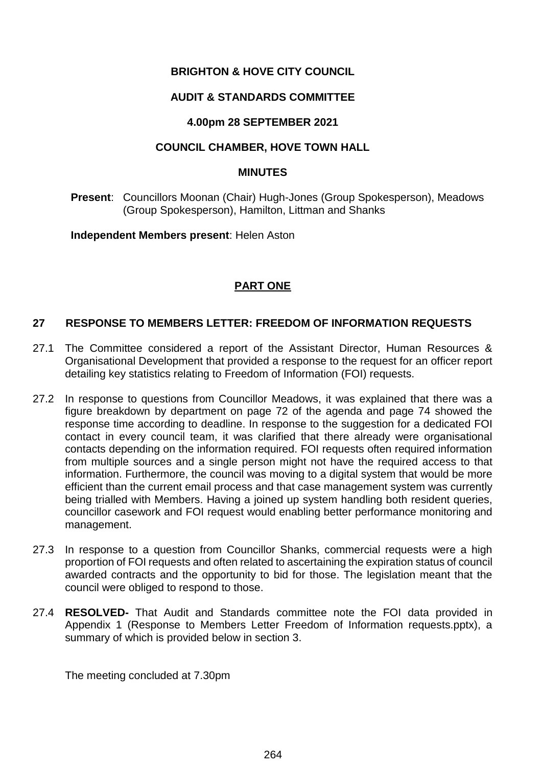**BRIGHTON & HOVE CITY COUNCIL**

**AUDIT & STANDARDS COMMITTEE**

**4.00pm 28 SEPTEMBER 2021**

**COUNCIL CHAMBER, HOVE TOWN HALL**

**MINUTES**

**Present**: Councillors Moonan (Chair) Hugh-Jones (Group Spokesperson), Meadows (Group Spokesperson), Hamilton, Littman and Shanks

**Independent Members present**: Helen Aston

## PART ONE

### 27 RESPONSE TO MEMBERS LETTER: FREEDOM OF INFORMATION REQUESTS

27.1 The Committee considered a report of the Assistant Director, Human Resources & Organisational Development that provided a response to the request for an officer report detailing key statistics relating to Freedom of Information (FOI) requests.

27.2 In response to questions from Councillor Meadows, it was explained that there was a figure breakdown by department on page 72 of the agenda and page 74 showed the response time according to deadline. In response to the suggestion for a dedicated FOI contact in every council team, it was clarified that there already were organisational contacts depending on the information required. FOI requests often required information from multiple sources and a single person might not have the required access to that information. Furthermore, the council was moving to a digital system that would be more efficient than the current email process and that case management system was currently being trialled with Members. Having a joined up system handling both resident queries, councillor casework and FOI request would enabling better performance monitoring and management.

27.3 In response to a question from Councillor Shanks, commercial requests were a high proportion of FOI requests and often related to ascertaining the expiration status of council awarded contracts and the opportunity to bid for those. The legislation meant that the council were obliged to respond to those.

27.4 **RESOLVED-** That Audit and Standards committee note the FOI data provided in Appendix 1 (Response to Members Letter Freedom of Information requests.pptx), a summary of which is provided below in section 3.

The meeting concluded at 7.30pm